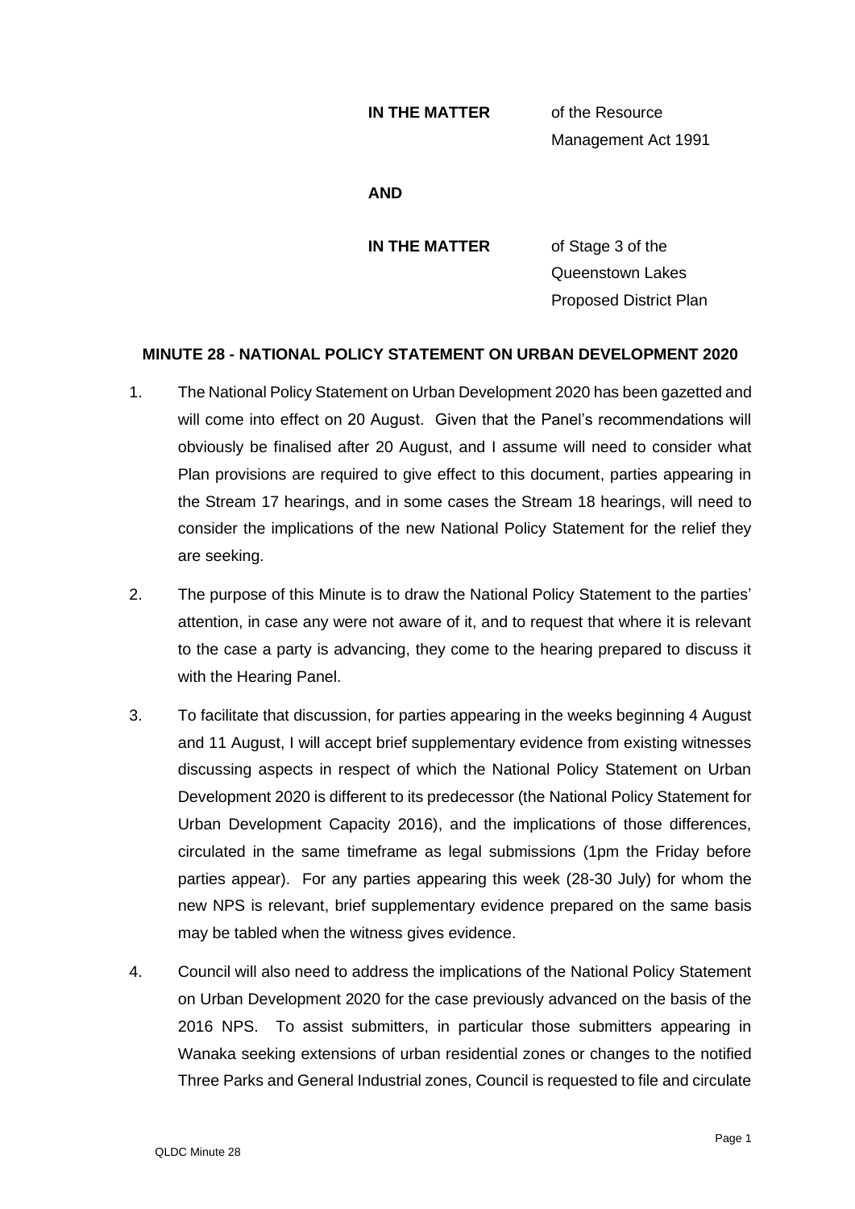**IN THE MATTER** of the Resource Management Act 1991

**AND**

**IN THE MATTER** of Stage 3 of the Queenstown Lakes Proposed District Plan

**MINUTE 28 - NATIONAL POLICY STATEMENT ON URBAN DEVELOPMENT 2020**

1. The National Policy Statement on Urban Development 2020 has been gazetted and will come into effect on 20 August. Given that the Panel's recommendations will obviously be finalised after 20 August, and I assume will need to consider what Plan provisions are required to give effect to this document, parties appearing in the Stream 17 hearings, and in some cases the Stream 18 hearings, will need to consider the implications of the new National Policy Statement for the relief they are seeking.

2. The purpose of this Minute is to draw the National Policy Statement to the parties' attention, in case any were not aware of it, and to request that where it is relevant to the case a party is advancing, they come to the hearing prepared to discuss it with the Hearing Panel.

3. To facilitate that discussion, for parties appearing in the weeks beginning 4 August and 11 August, I will accept brief supplementary evidence from existing witnesses discussing aspects in respect of which the National Policy Statement on Urban Development 2020 is different to its predecessor (the National Policy Statement for Urban Development Capacity 2016), and the implications of those differences, circulated in the same timeframe as legal submissions (1pm the Friday before parties appear). For any parties appearing this week (28-30 July) for whom the new NPS is relevant, brief supplementary evidence prepared on the same basis may be tabled when the witness gives evidence.

4. Council will also need to address the implications of the National Policy Statement on Urban Development 2020 for the case previously advanced on the basis of the 2016 NPS. To assist submitters, in particular those submitters appearing in Wanaka seeking extensions of urban residential zones or changes to the notified Three Parks and General Industrial zones, Council is requested to file and circulate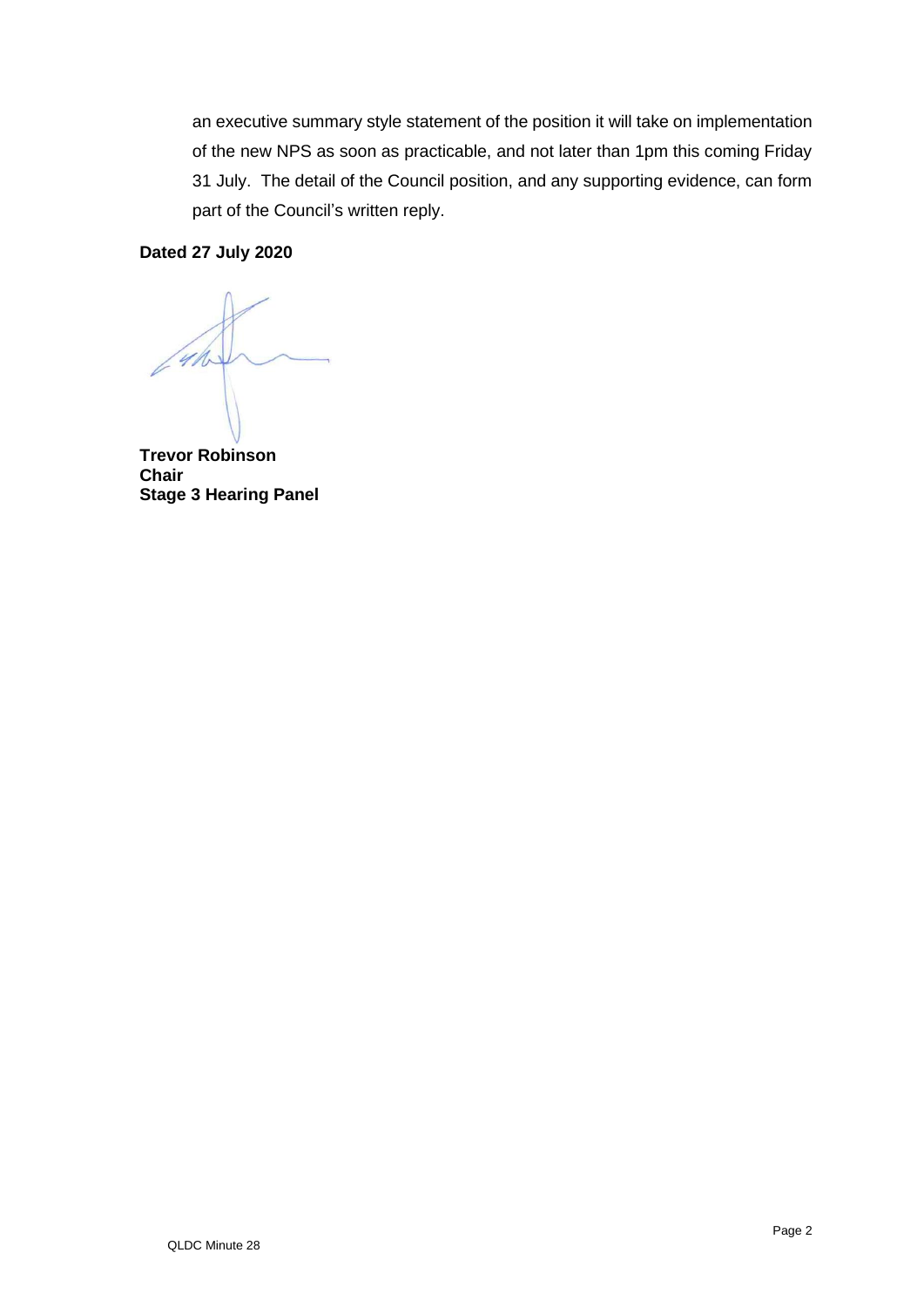an executive summary style statement of the position it will take on implementation of the new NPS as soon as practicable, and not later than 1pm this coming Friday 31 July. The detail of the Council position, and any supporting evidence, can form part of the Council's written reply.

**Dated 27 July 2020**

**Trevor Robinson**
**Chair**
**Stage 3 Hearing Panel**